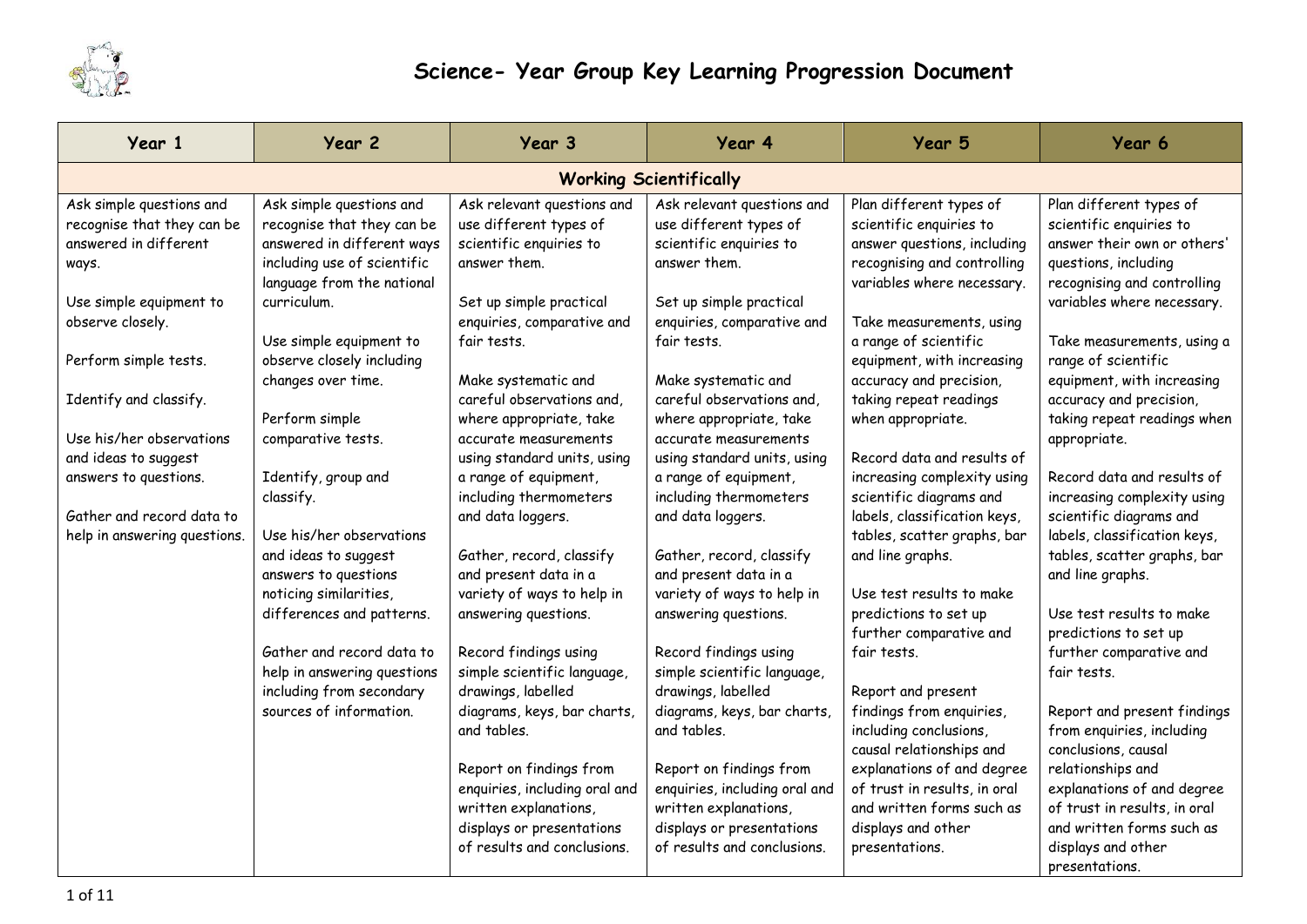# Science- Year Group Key Learning Progression Document

| Year 1 | Year 2 | Year 3 | Year 4 | Year 5 | Year 6 |
|---|---|---|---|---|---|
| **Working Scientifically** | | | | | |
| Ask simple questions and recognise that they can be answered in different ways.<br><br>Use simple equipment to observe closely.<br><br>Perform simple tests.<br><br>Identify and classify.<br><br>Use his/her observations and ideas to suggest answers to questions.<br><br>Gather and record data to help in answering questions. | Ask simple questions and recognise that they can be answered in different ways including use of scientific language from the national curriculum.<br><br>Use simple equipment to observe closely including changes over time.<br><br>Perform simple comparative tests.<br><br>Identify, group and classify.<br><br>Use his/her observations and ideas to suggest answers to questions noticing similarities, differences and patterns.<br><br>Gather and record data to help in answering questions including from secondary sources of information. | Ask relevant questions and use different types of scientific enquiries to answer them.<br><br>Set up simple practical enquiries, comparative and fair tests.<br><br>Make systematic and careful observations and, where appropriate, take accurate measurements using standard units, using a range of equipment, including thermometers and data loggers.<br><br>Gather, record, classify and present data in a variety of ways to help in answering questions.<br><br>Record findings using simple scientific language, drawings, labelled diagrams, keys, bar charts, and tables.<br><br>Report on findings from enquiries, including oral and written explanations, displays or presentations of results and conclusions. | Ask relevant questions and use different types of scientific enquiries to answer them.<br><br>Set up simple practical enquiries, comparative and fair tests.<br><br>Make systematic and careful observations and, where appropriate, take accurate measurements using standard units, using a range of equipment, including thermometers and data loggers.<br><br>Gather, record, classify and present data in a variety of ways to help in answering questions.<br><br>Record findings using simple scientific language, drawings, labelled diagrams, keys, bar charts, and tables.<br><br>Report on findings from enquiries, including oral and written explanations, displays or presentations of results and conclusions. | Plan different types of scientific enquiries to answer questions, including recognising and controlling variables where necessary.<br><br>Take measurements, using a range of scientific equipment, with increasing accuracy and precision, taking repeat readings when appropriate.<br><br>Record data and results of increasing complexity using scientific diagrams and labels, classification keys, tables, scatter graphs, bar and line graphs.<br><br>Use test results to make predictions to set up further comparative and fair tests.<br><br>Report and present findings from enquiries, including conclusions, causal relationships and explanations of and degree of trust in results, in oral and written forms such as displays and other presentations. | Plan different types of scientific enquiries to answer their own or others' questions, including recognising and controlling variables where necessary.<br><br>Take measurements, using a range of scientific equipment, with increasing accuracy and precision, taking repeat readings when appropriate.<br><br>Record data and results of increasing complexity using scientific diagrams and labels, classification keys, tables, scatter graphs, bar and line graphs.<br><br>Use test results to make predictions to set up further comparative and fair tests.<br><br>Report and present findings from enquiries, including conclusions, causal relationships and explanations of and degree of trust in results, in oral and written forms such as displays and other presentations. |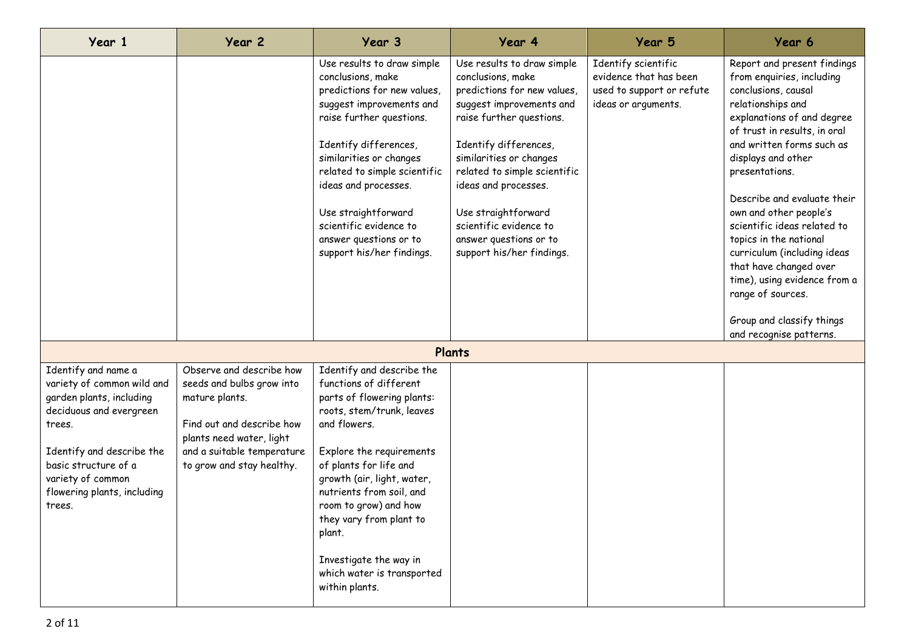| Year 1 | Year 2 | Year 3 | Year 4 | Year 5 | Year 6 |
|---|---|---|---|---|---|
| | | Use results to draw simple conclusions, make predictions for new values, suggest improvements and raise further questions.<br><br>Identify differences, similarities or changes related to simple scientific ideas and processes.<br><br>Use straightforward scientific evidence to answer questions or to support his/her findings. | Use results to draw simple conclusions, make predictions for new values, suggest improvements and raise further questions.<br><br>Identify differences, similarities or changes related to simple scientific ideas and processes.<br><br>Use straightforward scientific evidence to answer questions or to support his/her findings. | Identify scientific evidence that has been used to support or refute ideas or arguments. | Report and present findings from enquiries, including conclusions, causal relationships and explanations of and degree of trust in results, in oral and written forms such as displays and other presentations.<br><br>Describe and evaluate their own and other people's scientific ideas related to topics in the national curriculum (including ideas that have changed over time), using evidence from a range of sources.<br><br>Group and classify things and recognise patterns. |
| **Plants** | | | | | |
| Identify and name a variety of common wild and garden plants, including deciduous and evergreen trees.<br><br>Identify and describe the basic structure of a variety of common flowering plants, including trees. | Observe and describe how seeds and bulbs grow into mature plants.<br><br>Find out and describe how plants need water, light and a suitable temperature to grow and stay healthy. | Identify and describe the functions of different parts of flowering plants: roots, stem/trunk, leaves and flowers.<br><br>Explore the requirements of plants for life and growth (air, light, water, nutrients from soil, and room to grow) and how they vary from plant to plant.<br><br>Investigate the way in which water is transported within plants. | | | |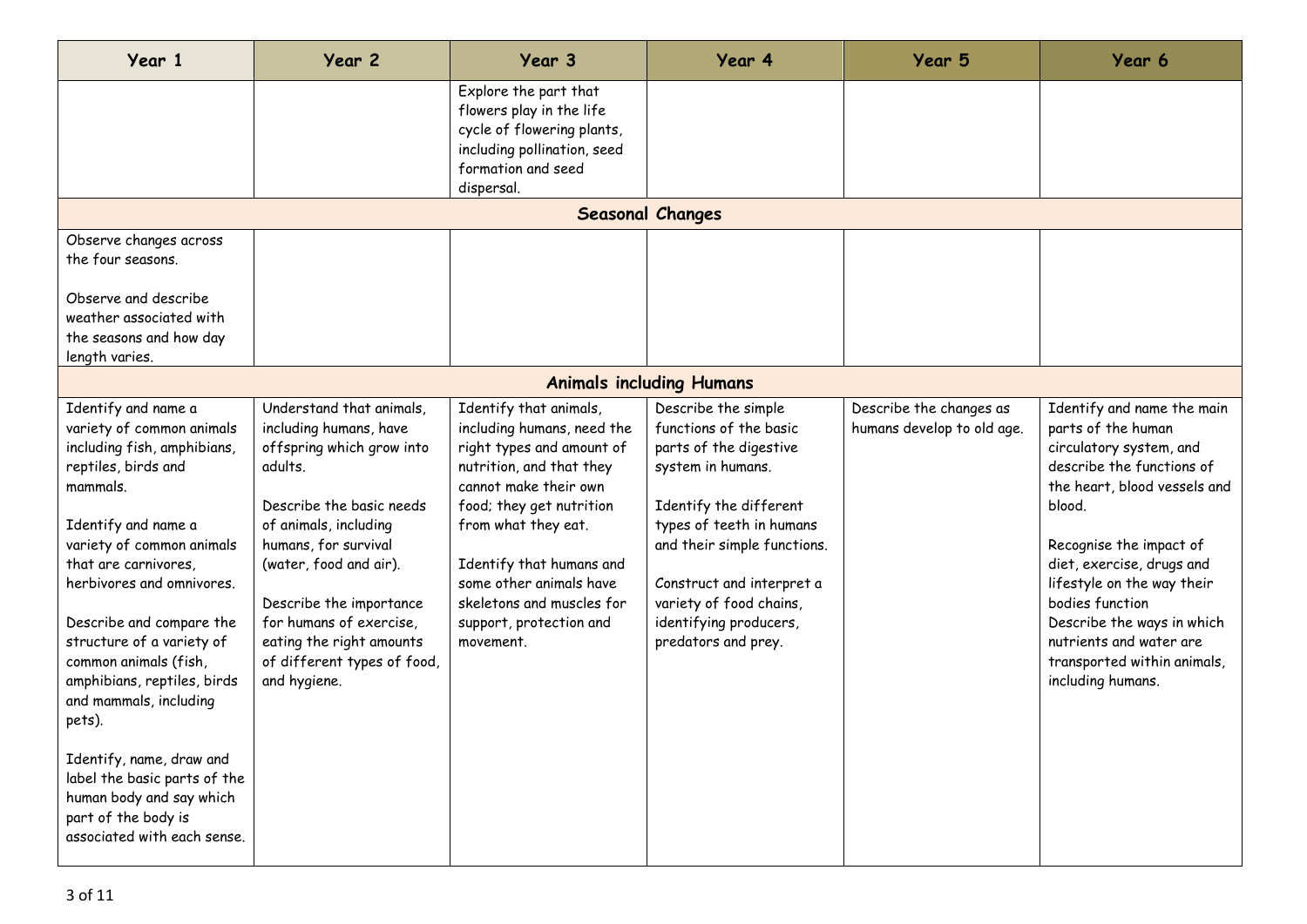| Year 1 | Year 2 | Year 3 | Year 4 | Year 5 | Year 6 |
|---|---|---|---|---|---|
| | | Explore the part that flowers play in the life cycle of flowering plants, including pollination, seed formation and seed dispersal. | | | |
| **Seasonal Changes** | | | | | |
| Observe changes across the four seasons.<br><br>Observe and describe weather associated with the seasons and how day length varies. | | | | | |
| **Animals including Humans** | | | | | |
| Identify and name a variety of common animals including fish, amphibians, reptiles, birds and mammals.<br><br>Identify and name a variety of common animals that are carnivores, herbivores and omnivores.<br><br>Describe and compare the structure of a variety of common animals (fish, amphibians, reptiles, birds and mammals, including pets).<br><br>Identify, name, draw and label the basic parts of the human body and say which part of the body is associated with each sense. | Understand that animals, including humans, have offspring which grow into adults.<br><br>Describe the basic needs of animals, including humans, for survival (water, food and air).<br><br>Describe the importance for humans of exercise, eating the right amounts of different types of food, and hygiene. | Identify that animals, including humans, need the right types and amount of nutrition, and that they cannot make their own food; they get nutrition from what they eat.<br><br>Identify that humans and some other animals have skeletons and muscles for support, protection and movement. | Describe the simple functions of the basic parts of the digestive system in humans.<br><br>Identify the different types of teeth in humans and their simple functions.<br><br>Construct and interpret a variety of food chains, identifying producers, predators and prey. | Describe the changes as humans develop to old age. | Identify and name the main parts of the human circulatory system, and describe the functions of the heart, blood vessels and blood.<br><br>Recognise the impact of diet, exercise, drugs and lifestyle on the way their bodies function<br>Describe the ways in which nutrients and water are transported within animals, including humans. |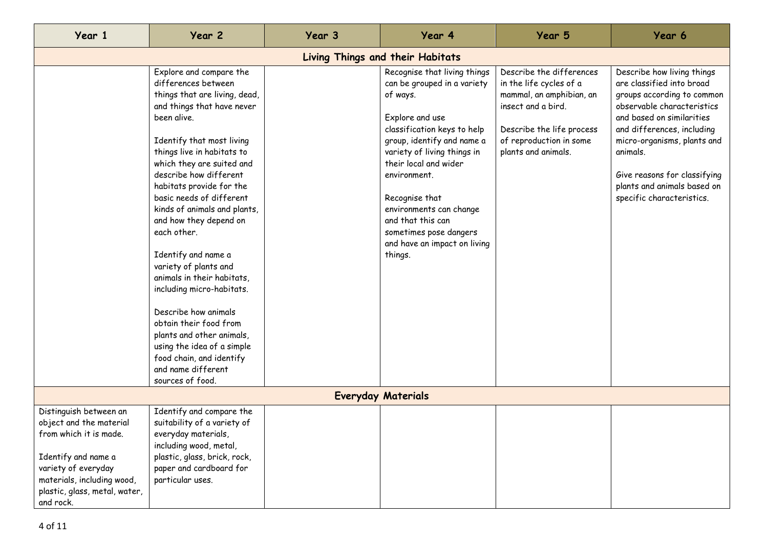| Year 1 | Year 2 | Year 3 | Year 4 | Year 5 | Year 6 |
|---|---|---|---|---|---|
| **Living Things and their Habitats** | | | | | |
| | Explore and compare the differences between things that are living, dead, and things that have never been alive.<br><br>Identify that most living things live in habitats to which they are suited and describe how different habitats provide for the basic needs of different kinds of animals and plants, and how they depend on each other.<br><br>Identify and name a variety of plants and animals in their habitats, including micro-habitats.<br><br>Describe how animals obtain their food from plants and other animals, using the idea of a simple food chain, and identify and name different sources of food. | | Recognise that living things can be grouped in a variety of ways.<br><br>Explore and use classification keys to help group, identify and name a variety of living things in their local and wider environment.<br><br>Recognise that environments can change and that this can sometimes pose dangers and have an impact on living things. | Describe the differences in the life cycles of a mammal, an amphibian, an insect and a bird.<br><br>Describe the life process of reproduction in some plants and animals. | Describe how living things are classified into broad groups according to common observable characteristics and based on similarities and differences, including micro-organisms, plants and animals.<br><br>Give reasons for classifying plants and animals based on specific characteristics. |
| **Everyday Materials** | | | | | |
| Distinguish between an object and the material from which it is made.<br><br>Identify and name a variety of everyday materials, including wood, plastic, glass, metal, water, and rock. | Identify and compare the suitability of a variety of everyday materials, including wood, metal, plastic, glass, brick, rock, paper and cardboard for particular uses. | | | | |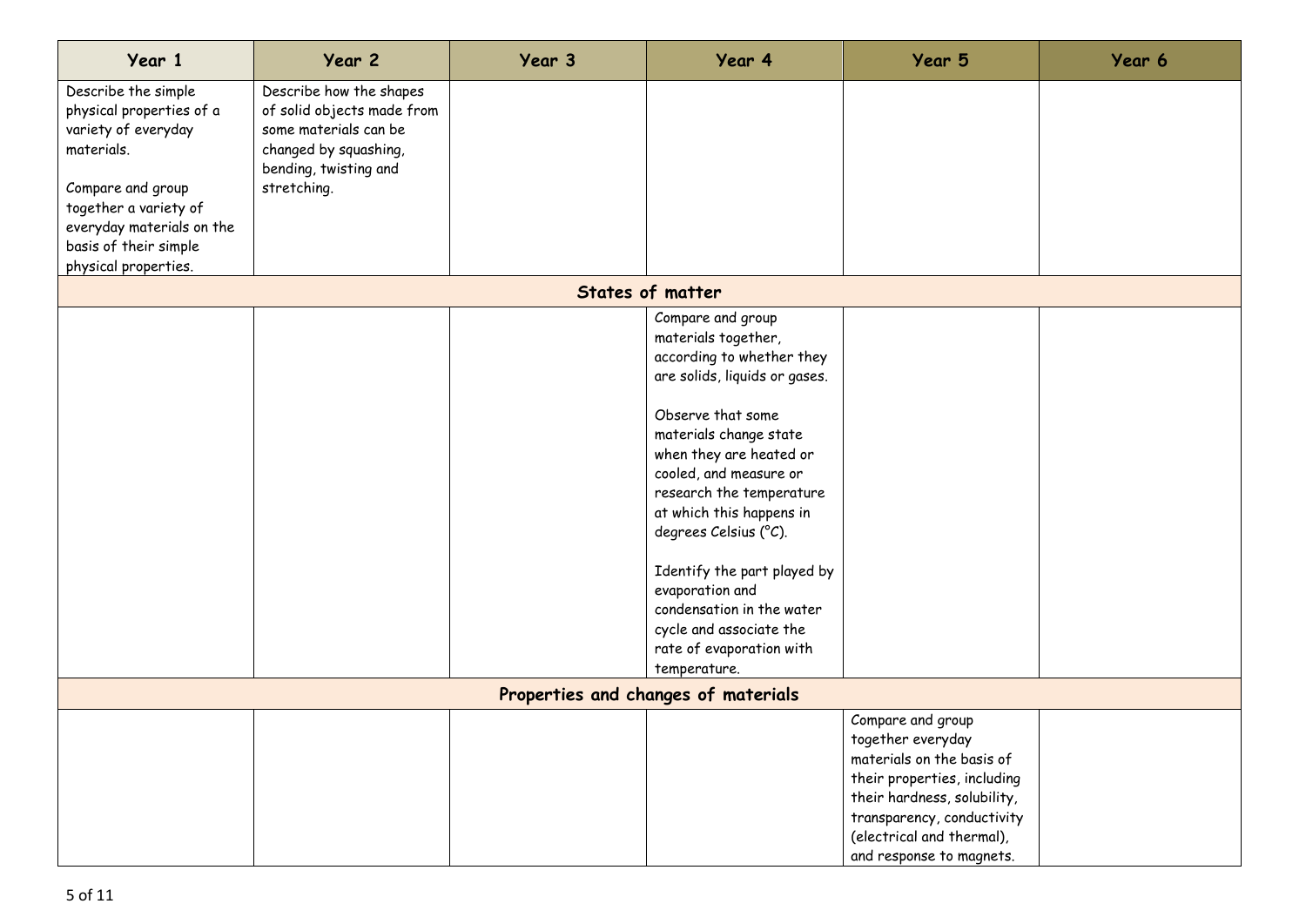| Year 1 | Year 2 | Year 3 | Year 4 | Year 5 | Year 6 |
|---|---|---|---|---|---|
| Describe the simple physical properties of a variety of everyday materials.<br><br>Compare and group together a variety of everyday materials on the basis of their simple physical properties. | Describe how the shapes of solid objects made from some materials can be changed by squashing, bending, twisting and stretching. | | | | |
| **States of matter** | | | | | |
| | | | Compare and group materials together, according to whether they are solids, liquids or gases.<br><br>Observe that some materials change state when they are heated or cooled, and measure or research the temperature at which this happens in degrees Celsius (°C).<br><br>Identify the part played by evaporation and condensation in the water cycle and associate the rate of evaporation with temperature. | | |
| **Properties and changes of materials** | | | | | |
| | | | | Compare and group together everyday materials on the basis of their properties, including their hardness, solubility, transparency, conductivity (electrical and thermal), and response to magnets. | |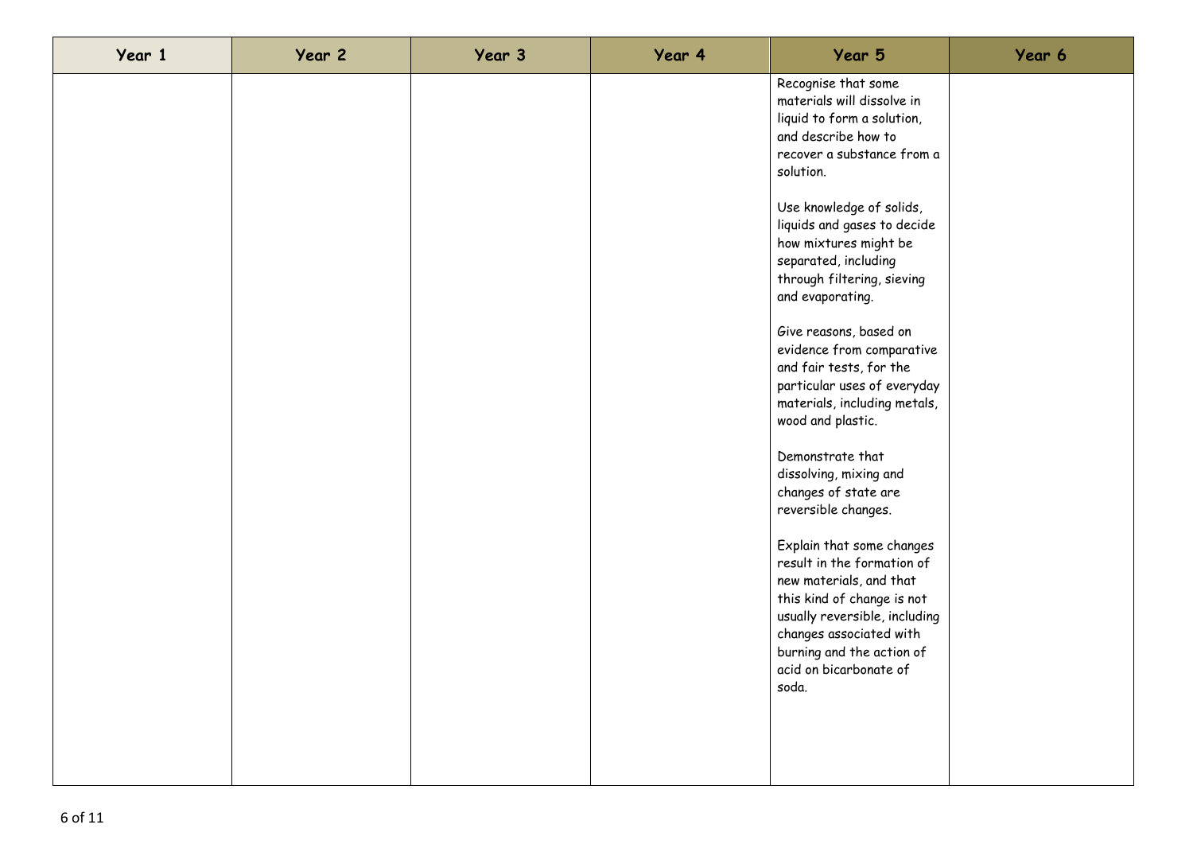| Year 1 | Year 2 | Year 3 | Year 4 | Year 5 | Year 6 |
|---|---|---|---|---|---|
| | | | | Recognise that some materials will dissolve in liquid to form a solution, and describe how to recover a substance from a solution.<br><br>Use knowledge of solids, liquids and gases to decide how mixtures might be separated, including through filtering, sieving and evaporating.<br><br>Give reasons, based on evidence from comparative and fair tests, for the particular uses of everyday materials, including metals, wood and plastic.<br><br>Demonstrate that dissolving, mixing and changes of state are reversible changes.<br><br>Explain that some changes result in the formation of new materials, and that this kind of change is not usually reversible, including changes associated with burning and the action of acid on bicarbonate of soda. | |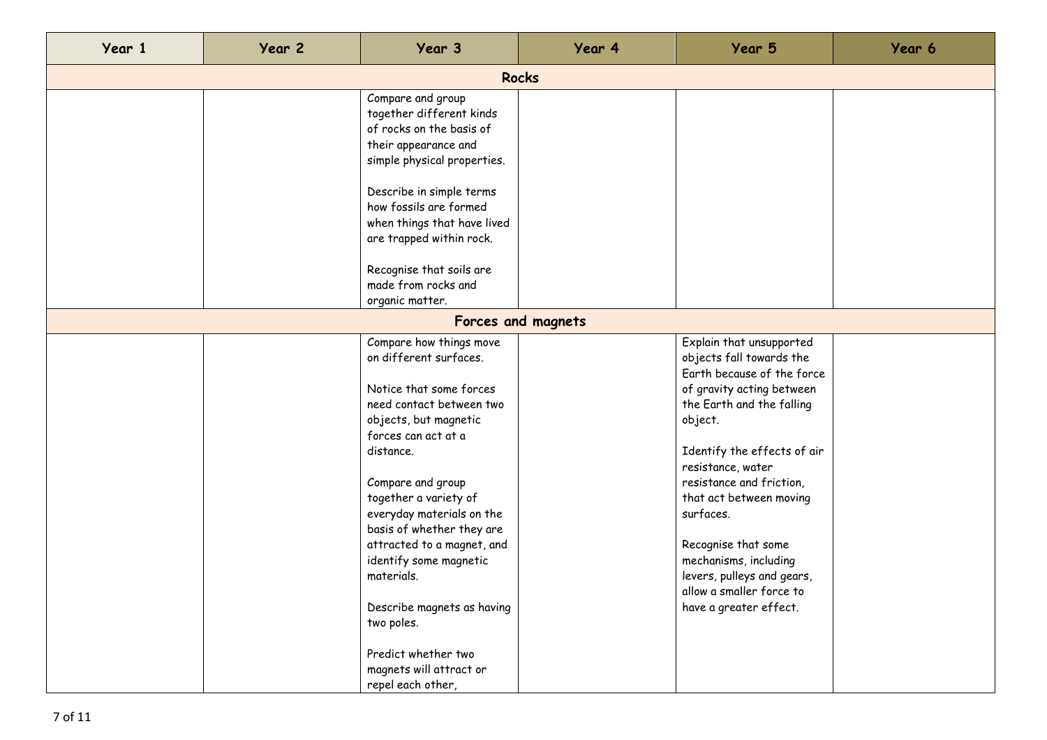| Year 1 | Year 2 | Year 3 | Year 4 | Year 5 | Year 6 |
|---|---|---|---|---|---|
| **Rocks** | | | | | |
| | | Compare and group together different kinds of rocks on the basis of their appearance and simple physical properties.<br><br>Describe in simple terms how fossils are formed when things that have lived are trapped within rock.<br><br>Recognise that soils are made from rocks and organic matter. | | | |
| **Forces and magnets** | | | | | |
| | | Compare how things move on different surfaces.<br><br>Notice that some forces need contact between two objects, but magnetic forces can act at a distance.<br><br>Compare and group together a variety of everyday materials on the basis of whether they are attracted to a magnet, and identify some magnetic materials.<br><br>Describe magnets as having two poles.<br><br>Predict whether two magnets will attract or repel each other, | | Explain that unsupported objects fall towards the Earth because of the force of gravity acting between the Earth and the falling object.<br><br>Identify the effects of air resistance, water resistance and friction, that act between moving surfaces.<br><br>Recognise that some mechanisms, including levers, pulleys and gears, allow a smaller force to have a greater effect. | |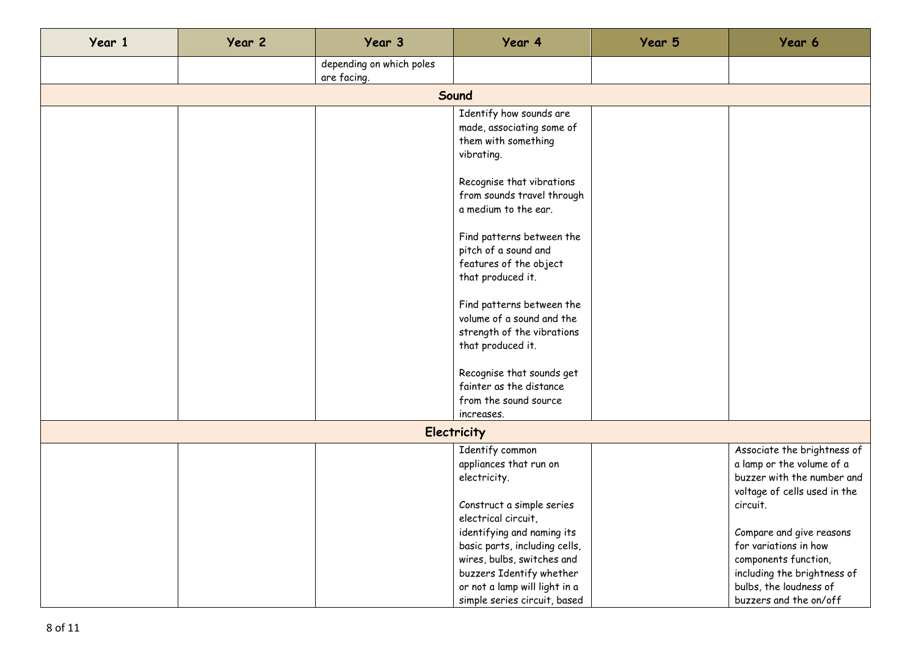| Year 1 | Year 2 | Year 3 | Year 4 | Year 5 | Year 6 |
| --- | --- | --- | --- | --- | --- |
| | | depending on which poles are facing. | | | |
| **Sound** | | | | | |
| | | | Identify how sounds are made, associating some of them with something vibrating.<br><br>Recognise that vibrations from sounds travel through a medium to the ear.<br><br>Find patterns between the pitch of a sound and features of the object that produced it.<br><br>Find patterns between the volume of a sound and the strength of the vibrations that produced it.<br><br>Recognise that sounds get fainter as the distance from the sound source increases. | | |
| **Electricity** | | | | | |
| | | | Identify common appliances that run on electricity.<br><br>Construct a simple series electrical circuit, identifying and naming its basic parts, including cells, wires, bulbs, switches and buzzers Identify whether or not a lamp will light in a simple series circuit, based | | Associate the brightness of a lamp or the volume of a buzzer with the number and voltage of cells used in the circuit.<br><br>Compare and give reasons for variations in how components function, including the brightness of bulbs, the loudness of buzzers and the on/off |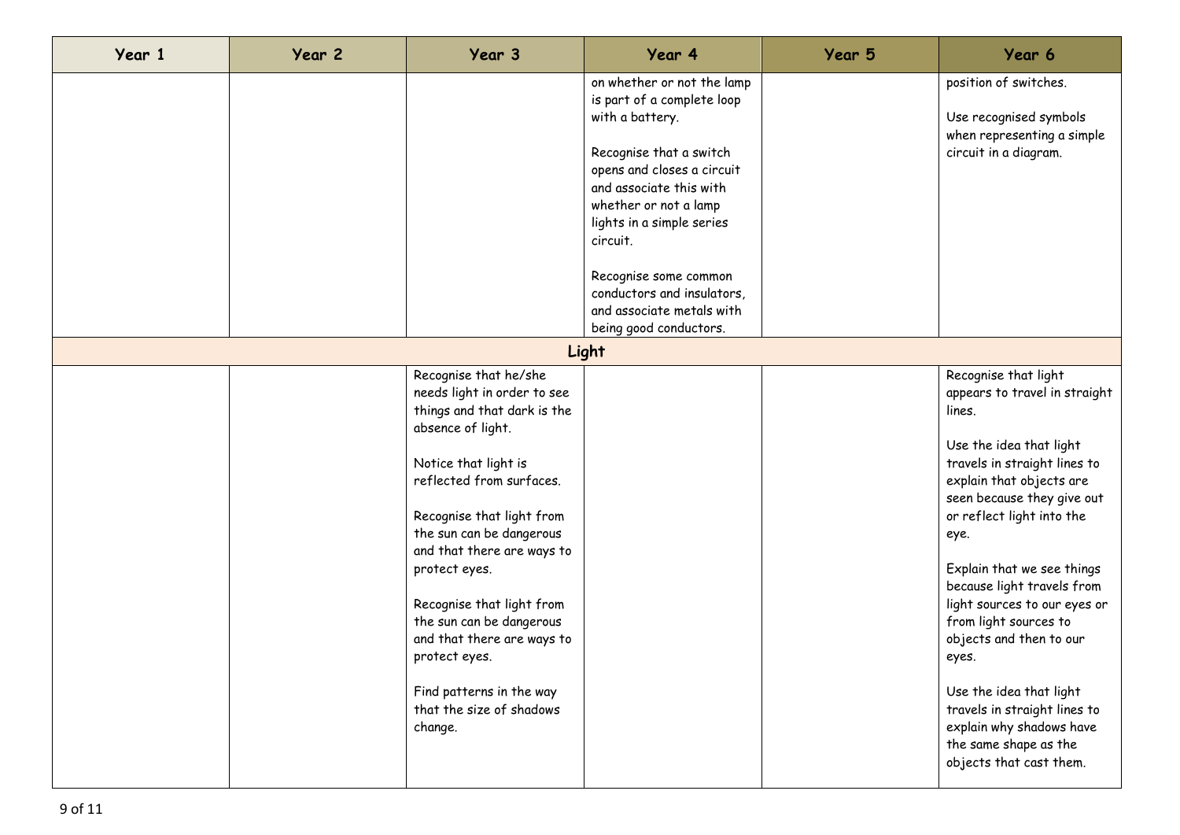| Year 1 | Year 2 | Year 3 | Year 4 | Year 5 | Year 6 |
|---|---|---|---|---|---|
| | | | on whether or not the lamp is part of a complete loop with a battery.<br><br>Recognise that a switch opens and closes a circuit and associate this with whether or not a lamp lights in a simple series circuit.<br><br>Recognise some common conductors and insulators, and associate metals with being good conductors. | | position of switches.<br><br>Use recognised symbols when representing a simple circuit in a diagram. |
| **Light** | | | | | |
| | | Recognise that he/she needs light in order to see things and that dark is the absence of light.<br><br>Notice that light is reflected from surfaces.<br><br>Recognise that light from the sun can be dangerous and that there are ways to protect eyes.<br><br>Recognise that light from the sun can be dangerous and that there are ways to protect eyes.<br><br>Find patterns in the way that the size of shadows change. | | | Recognise that light appears to travel in straight lines.<br><br>Use the idea that light travels in straight lines to explain that objects are seen because they give out or reflect light into the eye.<br><br>Explain that we see things because light travels from light sources to our eyes or from light sources to objects and then to our eyes.<br><br>Use the idea that light travels in straight lines to explain why shadows have the same shape as the objects that cast them. |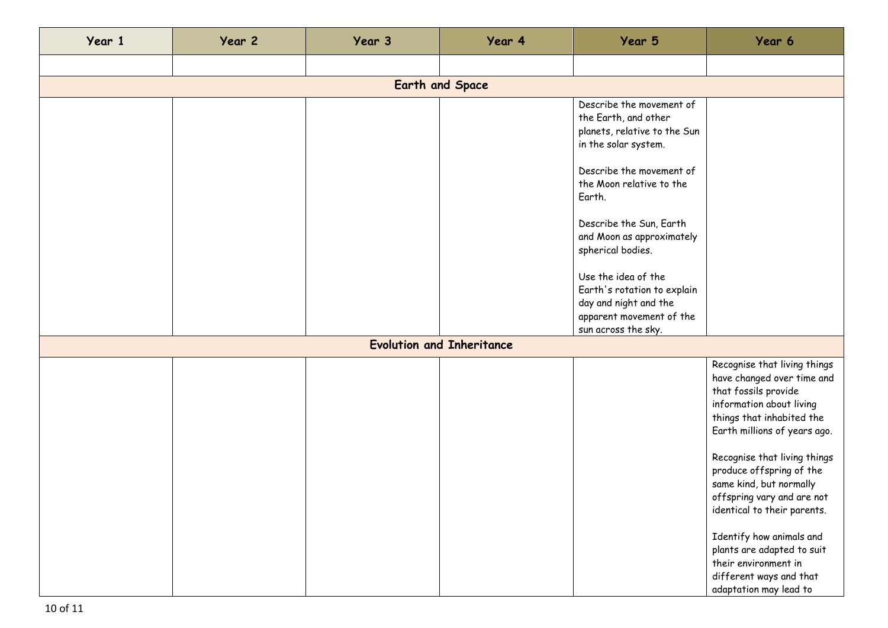| Year 1 | Year 2 | Year 3 | Year 4 | Year 5 | Year 6 |
|---|---|---|---|---|---|
| | | | | | |
| **Earth and Space** | | | | | |
| | | | | Describe the movement of the Earth, and other planets, relative to the Sun in the solar system.<br><br>Describe the movement of the Moon relative to the Earth.<br><br>Describe the Sun, Earth and Moon as approximately spherical bodies.<br><br>Use the idea of the Earth's rotation to explain day and night and the apparent movement of the sun across the sky. | |
| **Evolution and Inheritance** | | | | | |
| | | | | | Recognise that living things have changed over time and that fossils provide information about living things that inhabited the Earth millions of years ago.<br><br>Recognise that living things produce offspring of the same kind, but normally offspring vary and are not identical to their parents.<br><br>Identify how animals and plants are adapted to suit their environment in different ways and that adaptation may lead to |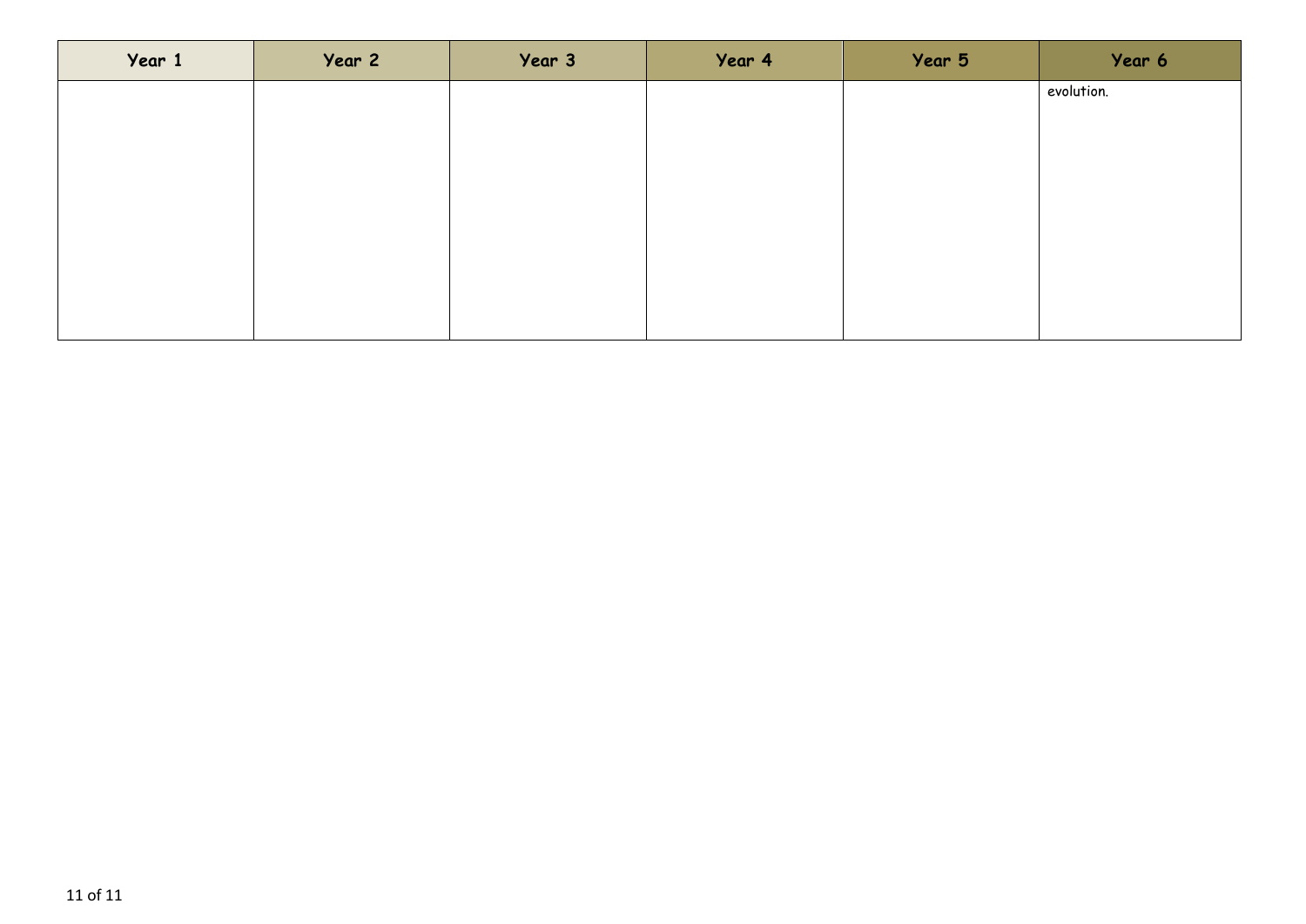| Year 1 | Year 2 | Year 3 | Year 4 | Year 5 | Year 6 |
|---|---|---|---|---|---|
| | | | | | evolution. |